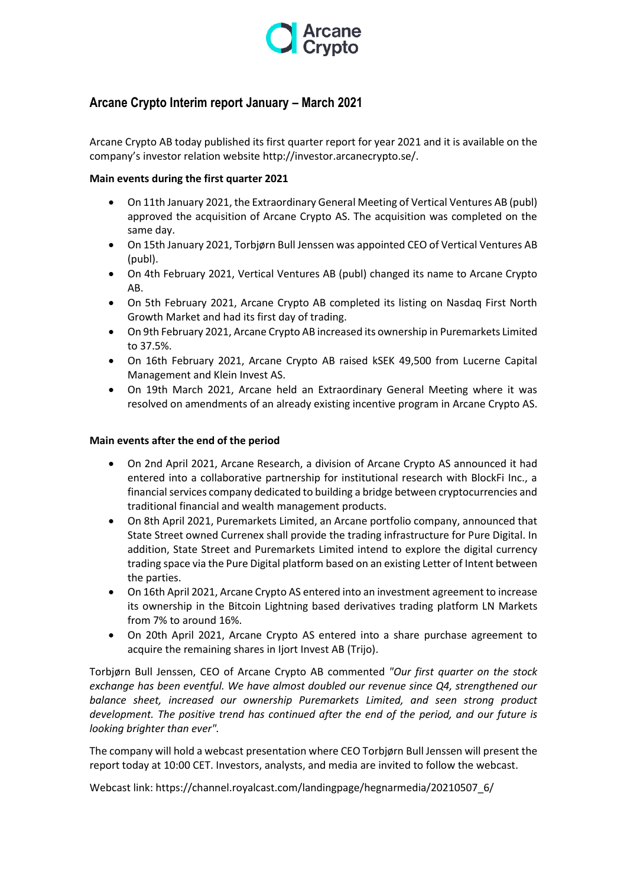# Arcane Crypto Interim report January – March 2021

Arcane Crypto AB today published its first quarter report for year 2021 and it is available on the company's investor relation website http://investor.arcanecrypto.se/.

**Main events during the first quarter 2021**

- On 11th January 2021, the Extraordinary General Meeting of Vertical Ventures AB (publ) approved the acquisition of Arcane Crypto AS. The acquisition was completed on the same day.
- On 15th January 2021, Torbjørn Bull Jenssen was appointed CEO of Vertical Ventures AB (publ).
- On 4th February 2021, Vertical Ventures AB (publ) changed its name to Arcane Crypto AB.
- On 5th February 2021, Arcane Crypto AB completed its listing on Nasdaq First North Growth Market and had its first day of trading.
- On 9th February 2021, Arcane Crypto AB increased its ownership in Puremarkets Limited to 37.5%.
- On 16th February 2021, Arcane Crypto AB raised kSEK 49,500 from Lucerne Capital Management and Klein Invest AS.
- On 19th March 2021, Arcane held an Extraordinary General Meeting where it was resolved on amendments of an already existing incentive program in Arcane Crypto AS.

**Main events after the end of the period**

- On 2nd April 2021, Arcane Research, a division of Arcane Crypto AS announced it had entered into a collaborative partnership for institutional research with BlockFi Inc., a financial services company dedicated to building a bridge between cryptocurrencies and traditional financial and wealth management products.
- On 8th April 2021, Puremarkets Limited, an Arcane portfolio company, announced that State Street owned Currenex shall provide the trading infrastructure for Pure Digital. In addition, State Street and Puremarkets Limited intend to explore the digital currency trading space via the Pure Digital platform based on an existing Letter of Intent between the parties.
- On 16th April 2021, Arcane Crypto AS entered into an investment agreement to increase its ownership in the Bitcoin Lightning based derivatives trading platform LN Markets from 7% to around 16%.
- On 20th April 2021, Arcane Crypto AS entered into a share purchase agreement to acquire the remaining shares in Ijort Invest AB (Trijo).

Torbjørn Bull Jenssen, CEO of Arcane Crypto AB commented *"Our first quarter on the stock exchange has been eventful. We have almost doubled our revenue since Q4, strengthened our balance sheet, increased our ownership Puremarkets Limited, and seen strong product development. The positive trend has continued after the end of the period, and our future is looking brighter than ever".*

The company will hold a webcast presentation where CEO Torbjørn Bull Jenssen will present the report today at 10:00 CET. Investors, analysts, and media are invited to follow the webcast.

Webcast link: https://channel.royalcast.com/landingpage/hegnarmedia/20210507_6/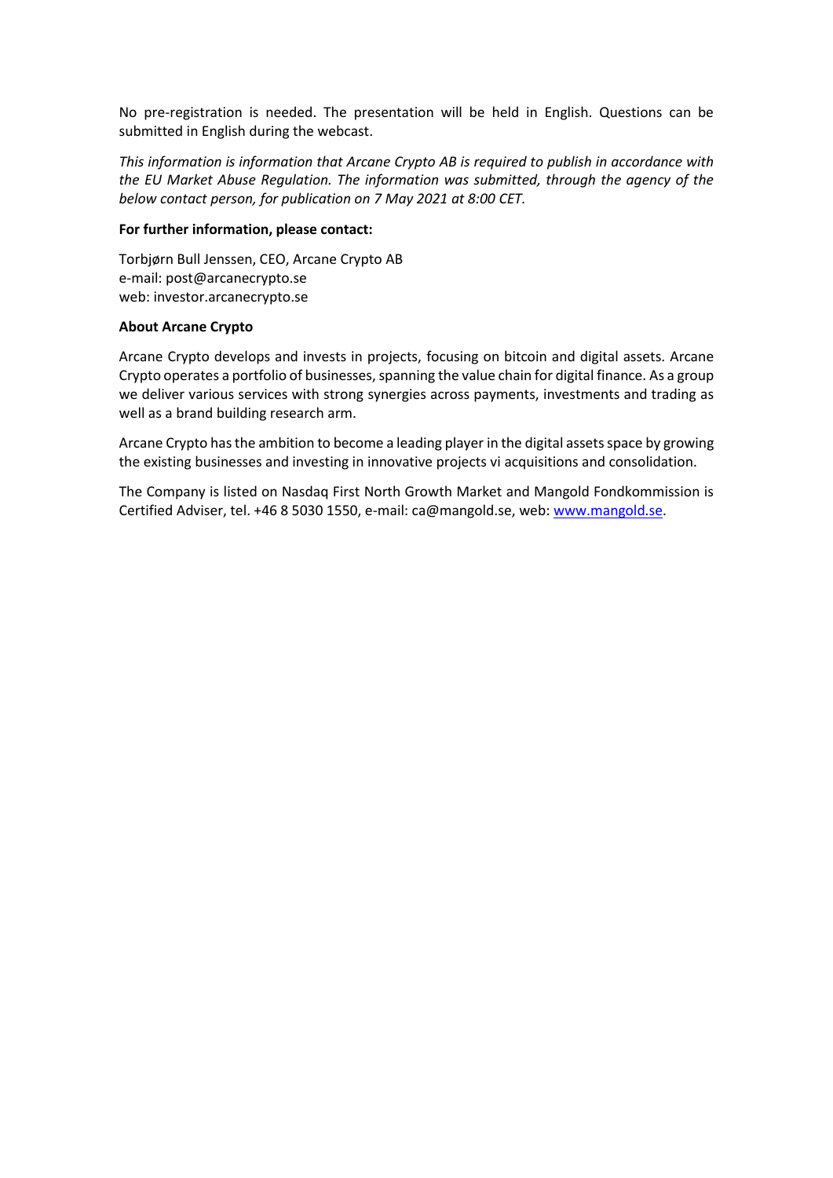No pre-registration is needed. The presentation will be held in English. Questions can be submitted in English during the webcast.

*This information is information that Arcane Crypto AB is required to publish in accordance with the EU Market Abuse Regulation. The information was submitted, through the agency of the below contact person, for publication on 7 May 2021 at 8:00 CET.*

**For further information, please contact:**

Torbjørn Bull Jenssen, CEO, Arcane Crypto AB
e-mail: post@arcanecrypto.se
web: investor.arcanecrypto.se

**About Arcane Crypto**

Arcane Crypto develops and invests in projects, focusing on bitcoin and digital assets. Arcane Crypto operates a portfolio of businesses, spanning the value chain for digital finance. As a group we deliver various services with strong synergies across payments, investments and trading as well as a brand building research arm.

Arcane Crypto has the ambition to become a leading player in the digital assets space by growing the existing businesses and investing in innovative projects vi acquisitions and consolidation.

The Company is listed on Nasdaq First North Growth Market and Mangold Fondkommission is Certified Adviser, tel. +46 8 5030 1550, e-mail: ca@mangold.se, web: www.mangold.se.